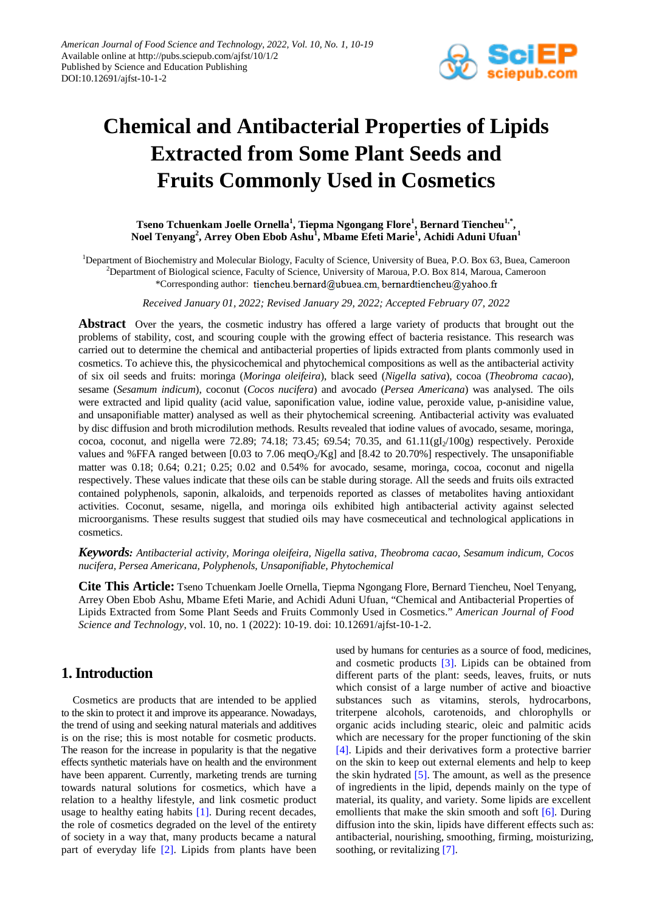# Chemical and Antibacterial Properties of Lipids Extracted from Some Plant Seeds and Fruits Commonly Used in Cosmetics

**Tseno Tchuenkam Joelle Ornella[1], Tiepma Ngongang Flore[1], Bernard Tiencheu[1,*], Noel Tenyang[2], Arrey Oben Ebob Ashu[1], Mbame Efeti Marie[1], Achidi Aduni Ufuan[1]**

[1]Department of Biochemistry and Molecular Biology, Faculty of Science, University of Buea, P.O. Box 63, Buea, Cameroon
[2]Department of Biological science, Faculty of Science, University of Maroua, P.O. Box 814, Maroua, Cameroon
*Corresponding author: tiencheu.bernard@ubuea.cm, bernardtiencheu@yahoo.fr

*Received January 01, 2022; Revised January 29, 2022; Accepted February 07, 2022*

**Abstract** Over the years, the cosmetic industry has offered a large variety of products that brought out the problems of stability, cost, and scouring couple with the growing effect of bacteria resistance. This research was carried out to determine the chemical and antibacterial properties of lipids extracted from plants commonly used in cosmetics. To achieve this, the physicochemical and phytochemical compositions as well as the antibacterial activity of six oil seeds and fruits: moringa (*Moringa oleifeira*), black seed (*Nigella sativa*), cocoa (*Theobroma cacao*), sesame (*Sesamum indicum*), coconut (*Cocos nucifera*) and avocado (*Persea Americana*) was analysed. The oils were extracted and lipid quality (acid value, saponification value, iodine value, peroxide value, p-anisidine value, and unsaponifiable matter) analysed as well as their phytochemical screening. Antibacterial activity was evaluated by disc diffusion and broth microdilution methods. Results revealed that iodine values of avocado, sesame, moringa, cocoa, coconut, and nigella were 72.89; 74.18; 73.45; 69.54; 70.35, and 61.11($gI_2$/100g) respectively. Peroxide values and %FFA ranged between [0.03 to 7.06 meq$O_2$/Kg] and [8.42 to 20.70%] respectively. The unsaponifiable matter was 0.18; 0.64; 0.21; 0.25; 0.02 and 0.54% for avocado, sesame, moringa, cocoa, coconut and nigella respectively. These values indicate that these oils can be stable during storage. All the seeds and fruits oils extracted contained polyphenols, saponin, alkaloids, and terpenoids reported as classes of metabolites having antioxidant activities. Coconut, sesame, nigella, and moringa oils exhibited high antibacterial activity against selected microorganisms. These results suggest that studied oils may have cosmeceutical and technological applications in cosmetics.

***Keywords:*** *Antibacterial activity, Moringa oleifeira, Nigella sativa, Theobroma cacao, Sesamum indicum, Cocos nucifera, Persea Americana, Polyphenols, Unsaponifiable, Phytochemical*

**Cite This Article:** Tseno Tchuenkam Joelle Ornella, Tiepma Ngongang Flore, Bernard Tiencheu, Noel Tenyang, Arrey Oben Ebob Ashu, Mbame Efeti Marie, and Achidi Aduni Ufuan, "Chemical and Antibacterial Properties of Lipids Extracted from Some Plant Seeds and Fruits Commonly Used in Cosmetics." *American Journal of Food Science and Technology*, vol. 10, no. 1 (2022): 10-19. doi: 10.12691/ajfst-10-1-2.

## 1. Introduction

Cosmetics are products that are intended to be applied to the skin to protect it and improve its appearance. Nowadays, the trend of using and seeking natural materials and additives is on the rise; this is most notable for cosmetic products. The reason for the increase in popularity is that the negative effects synthetic materials have on health and the environment have been apparent. Currently, marketing trends are turning towards natural solutions for cosmetics, which have a relation to a healthy lifestyle, and link cosmetic product usage to healthy eating habits [1]. During recent decades, the role of cosmetics degraded on the level of the entirety of society in a way that, many products became a natural part of everyday life [2]. Lipids from plants have been used by humans for centuries as a source of food, medicines, and cosmetic products [3]. Lipids can be obtained from different parts of the plant: seeds, leaves, fruits, or nuts which consist of a large number of active and bioactive substances such as vitamins, sterols, hydrocarbons, triterpene alcohols, carotenoids, and chlorophylls or organic acids including stearic, oleic and palmitic acids which are necessary for the proper functioning of the skin [4]. Lipids and their derivatives form a protective barrier on the skin to keep out external elements and help to keep the skin hydrated [5]. The amount, as well as the presence of ingredients in the lipid, depends mainly on the type of material, its quality, and variety. Some lipids are excellent emollients that make the skin smooth and soft [6]. During diffusion into the skin, lipids have different effects such as: antibacterial, nourishing, smoothing, firming, moisturizing, soothing, or revitalizing [7].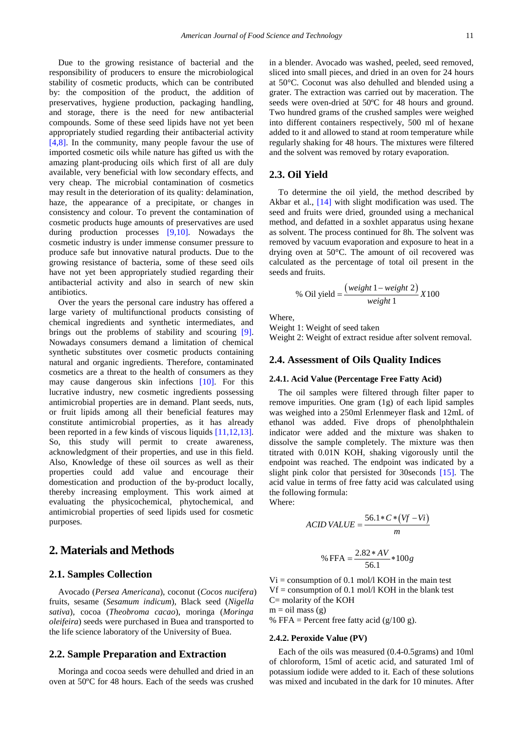Due to the growing resistance of bacterial and the responsibility of producers to ensure the microbiological stability of cosmetic products, which can be contributed by: the composition of the product, the addition of preservatives, hygiene production, packaging handling, and storage, there is the need for new antibacterial compounds. Some of these seed lipids have not yet been appropriately studied regarding their antibacterial activity [4,8]. In the community, many people favour the use of imported cosmetic oils while nature has gifted us with the amazing plant-producing oils which first of all are duly available, very beneficial with low secondary effects, and very cheap. The microbial contamination of cosmetics may result in the deterioration of its quality: delamination, haze, the appearance of a precipitate, or changes in consistency and colour. To prevent the contamination of cosmetic products huge amounts of preservatives are used during production processes [9,10]. Nowadays the cosmetic industry is under immense consumer pressure to produce safe but innovative natural products. Due to the growing resistance of bacteria, some of these seed oils have not yet been appropriately studied regarding their antibacterial activity and also in search of new skin antibiotics.

Over the years the personal care industry has offered a large variety of multifunctional products consisting of chemical ingredients and synthetic intermediates, and brings out the problems of stability and scouring [9]. Nowadays consumers demand a limitation of chemical synthetic substitutes over cosmetic products containing natural and organic ingredients. Therefore, contaminated cosmetics are a threat to the health of consumers as they may cause dangerous skin infections [10]. For this lucrative industry, new cosmetic ingredients possessing antimicrobial properties are in demand. Plant seeds, nuts, or fruit lipids among all their beneficial features may constitute antimicrobial properties, as it has already been reported in a few kinds of viscous liquids [11,12,13]. So, this study will permit to create awareness, acknowledgment of their properties, and use in this field. Also, Knowledge of these oil sources as well as their properties could add value and encourage their domestication and production of the by-product locally, thereby increasing employment. This work aimed at evaluating the physicochemical, phytochemical, and antimicrobial properties of seed lipids used for cosmetic purposes.

## 2. Materials and Methods

### 2.1. Samples Collection

Avocado (*Persea Americana*), coconut (*Cocos nucifera*) fruits, sesame (*Sesamum indicum*), Black seed (*Nigella sativa*), cocoa (*Theobroma cacao*), moringa (*Moringa oleifeira*) seeds were purchased in Buea and transported to the life science laboratory of the University of Buea.

### 2.2. Sample Preparation and Extraction

Moringa and cocoa seeds were dehulled and dried in an oven at 50ºC for 48 hours. Each of the seeds was crushed in a blender. Avocado was washed, peeled, seed removed, sliced into small pieces, and dried in an oven for 24 hours at 50°C. Coconut was also dehulled and blended using a grater. The extraction was carried out by maceration. The seeds were oven-dried at 50ºC for 48 hours and ground. Two hundred grams of the crushed samples were weighed into different containers respectively, 500 ml of hexane added to it and allowed to stand at room temperature while regularly shaking for 48 hours. The mixtures were filtered and the solvent was removed by rotary evaporation.

### 2.3. Oil Yield

To determine the oil yield, the method described by Akbar et al., [14] with slight modification was used. The seed and fruits were dried, grounded using a mechanical method, and defatted in a soxhlet apparatus using hexane as solvent. The process continued for 8h. The solvent was removed by vacuum evaporation and exposure to heat in a drying oven at 50°C. The amount of oil recovered was calculated as the percentage of total oil present in the seeds and fruits.

$$\%\text{ Oil yield} = \frac{(weight\ 1 - weight\ 2)}{weight\ 1} X100$$

Where,

Weight 1: Weight of seed taken

Weight 2: Weight of extract residue after solvent removal.

### 2.4. Assessment of Oils Quality Indices

#### 2.4.1. Acid Value (Percentage Free Fatty Acid)

The oil samples were filtered through filter paper to remove impurities. One gram (1g) of each lipid samples was weighed into a 250ml Erlenmeyer flask and 12mL of ethanol was added. Five drops of phenolphthalein indicator were added and the mixture was shaken to dissolve the sample completely. The mixture was then titrated with 0.01N KOH, shaking vigorously until the endpoint was reached. The endpoint was indicated by a slight pink color that persisted for 30seconds [15]. The acid value in terms of free fatty acid was calculated using the following formula:

Where:

$$ACID\ VALUE = \frac{56.1 * C * (Vf - Vi)}{m}$$

$$\%\text{FFA} = \frac{2.82 * AV}{56.1} * 100g$$

Vi = consumption of 0.1 mol/l KOH in the main test

Vf = consumption of 0.1 mol/l KOH in the blank test

C= molarity of the KOH

m = oil mass (g)

% FFA = Percent free fatty acid (g/100 g).

#### 2.4.2. Peroxide Value (PV)

Each of the oils was measured (0.4-0.5grams) and 10ml of chloroform, 15ml of acetic acid, and saturated 1ml of potassium iodide were added to it. Each of these solutions was mixed and incubated in the dark for 10 minutes. After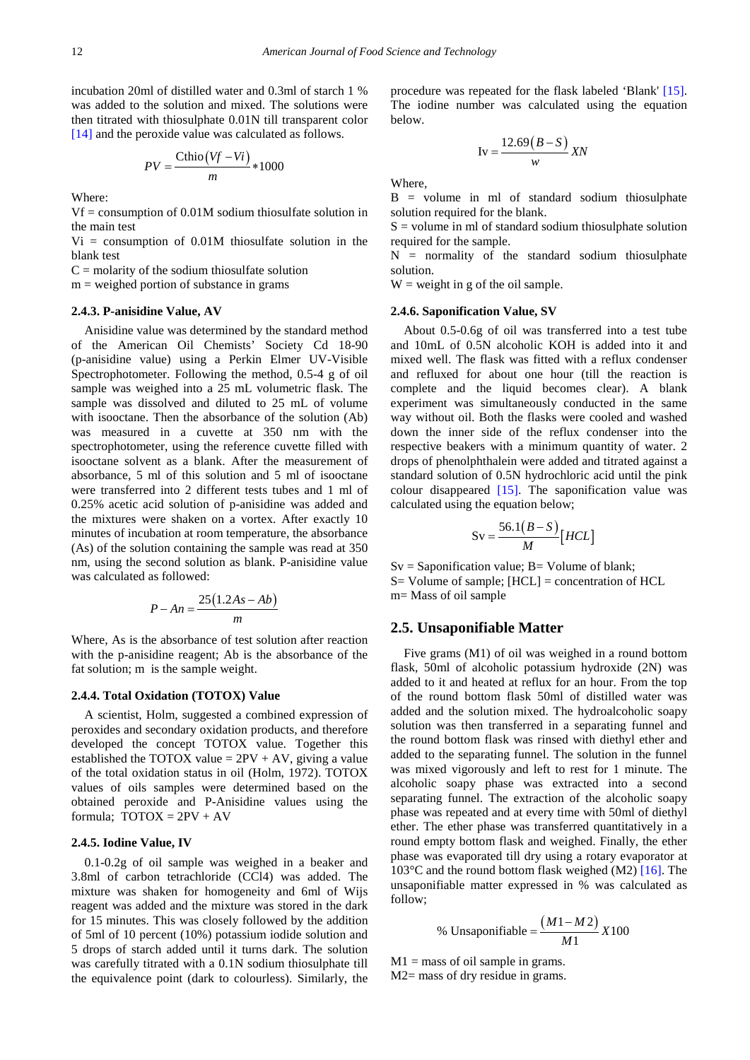incubation 20ml of distilled water and 0.3ml of starch 1 % was added to the solution and mixed. The solutions were then titrated with thiosulphate 0.01N till transparent color [14] and the peroxide value was calculated as follows.

$$PV = \frac{\text{Cthio}(Vf - Vi)}{m} * 1000$$

Where:

Vf = consumption of 0.01M sodium thiosulfate solution in the main test

Vi = consumption of 0.01M thiosulfate solution in the blank test

C = molarity of the sodium thiosulfate solution

m = weighed portion of substance in grams

### 2.4.3. P-anisidine Value, AV

Anisidine value was determined by the standard method of the American Oil Chemists' Society Cd 18-90 (p-anisidine value) using a Perkin Elmer UV-Visible Spectrophotometer. Following the method, 0.5-4 g of oil sample was weighed into a 25 mL volumetric flask. The sample was dissolved and diluted to 25 mL of volume with isooctane. Then the absorbance of the solution (Ab) was measured in a cuvette at 350 nm with the spectrophotometer, using the reference cuvette filled with isooctane solvent as a blank. After the measurement of absorbance, 5 ml of this solution and 5 ml of isooctane were transferred into 2 different tests tubes and 1 ml of 0.25% acetic acid solution of p-anisidine was added and the mixtures were shaken on a vortex. After exactly 10 minutes of incubation at room temperature, the absorbance (As) of the solution containing the sample was read at 350 nm, using the second solution as blank. P-anisidine value was calculated as followed:

$$P - An = \frac{25(1.2As - Ab)}{m}$$

Where, As is the absorbance of test solution after reaction with the p-anisidine reagent; Ab is the absorbance of the fat solution; m is the sample weight.

### 2.4.4. Total Oxidation (TOTOX) Value

A scientist, Holm, suggested a combined expression of peroxides and secondary oxidation products, and therefore developed the concept TOTOX value. Together this established the TOTOX value = 2PV + AV, giving a value of the total oxidation status in oil (Holm, 1972). TOTOX values of oils samples were determined based on the obtained peroxide and P-Anisidine values using the formula; TOTOX = 2PV + AV

### 2.4.5. Iodine Value, IV

0.1-0.2g of oil sample was weighed in a beaker and 3.8ml of carbon tetrachloride ($CCl_4$) was added. The mixture was shaken for homogeneity and 6ml of Wijs reagent was added and the mixture was stored in the dark for 15 minutes. This was closely followed by the addition of 5ml of 10 percent (10%) potassium iodide solution and 5 drops of starch added until it turns dark. The solution was carefully titrated with a 0.1N sodium thiosulphate till the equivalence point (dark to colourless). Similarly, the procedure was repeated for the flask labeled 'Blank' [15]. The iodine number was calculated using the equation below.

$$\text{Iv} = \frac{12.69(B - S)}{w} XN$$

Where,

B = volume in ml of standard sodium thiosulphate solution required for the blank.

S = volume in ml of standard sodium thiosulphate solution required for the sample.

N = normality of the standard sodium thiosulphate solution.

W = weight in g of the oil sample.

### 2.4.6. Saponification Value, SV

About 0.5-0.6g of oil was transferred into a test tube and 10mL of 0.5N alcoholic KOH is added into it and mixed well. The flask was fitted with a reflux condenser and refluxed for about one hour (till the reaction is complete and the liquid becomes clear). A blank experiment was simultaneously conducted in the same way without oil. Both the flasks were cooled and washed down the inner side of the reflux condenser into the respective beakers with a minimum quantity of water. 2 drops of phenolphthalein were added and titrated against a standard solution of 0.5N hydrochloric acid until the pink colour disappeared [15]. The saponification value was calculated using the equation below;

$$\text{Sv} = \frac{56.1(B - S)}{M}[HCL]$$

Sv = Saponification value; B= Volume of blank;

S= Volume of sample; [HCL] = concentration of HCL

m= Mass of oil sample

## 2.5. Unsaponifiable Matter

Five grams (M1) of oil was weighed in a round bottom flask, 50ml of alcoholic potassium hydroxide (2N) was added to it and heated at reflux for an hour. From the top of the round bottom flask 50ml of distilled water was added and the solution mixed. The hydroalcoholic soapy solution was then transferred in a separating funnel and the round bottom flask was rinsed with diethyl ether and added to the separating funnel. The solution in the funnel was mixed vigorously and left to rest for 1 minute. The alcoholic soapy phase was extracted into a second separating funnel. The extraction of the alcoholic soapy phase was repeated and at every time with 50ml of diethyl ether. The ether phase was transferred quantitatively in a round empty bottom flask and weighed. Finally, the ether phase was evaporated till dry using a rotary evaporator at 103°C and the round bottom flask weighed (M2) [16]. The unsaponifiable matter expressed in % was calculated as follow;

$$\%\ \text{Unsaponifiable} = \frac{(M1 - M2)}{M1} X100$$

M1 = mass of oil sample in grams.

M2= mass of dry residue in grams.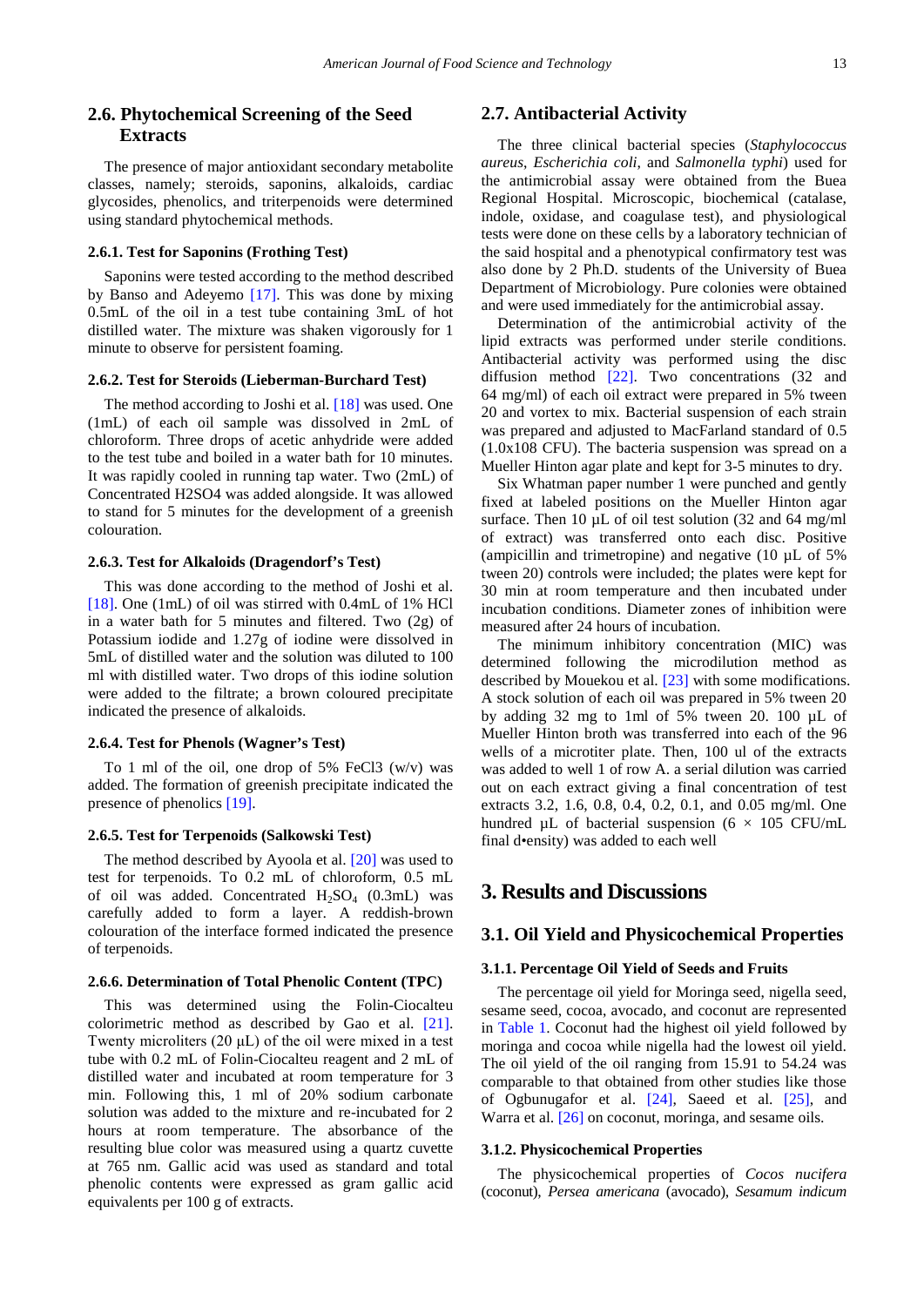## 2.6. Phytochemical Screening of the Seed Extracts

The presence of major antioxidant secondary metabolite classes, namely; steroids, saponins, alkaloids, cardiac glycosides, phenolics, and triterpenoids were determined using standard phytochemical methods.

### 2.6.1. Test for Saponins (Frothing Test)

Saponins were tested according to the method described by Banso and Adeyemo [17]. This was done by mixing 0.5mL of the oil in a test tube containing 3mL of hot distilled water. The mixture was shaken vigorously for 1 minute to observe for persistent foaming.

### 2.6.2. Test for Steroids (Lieberman-Burchard Test)

The method according to Joshi et al. [18] was used. One (1mL) of each oil sample was dissolved in 2mL of chloroform. Three drops of acetic anhydride were added to the test tube and boiled in a water bath for 10 minutes. It was rapidly cooled in running tap water. Two (2mL) of Concentrated H2SO4 was added alongside. It was allowed to stand for 5 minutes for the development of a greenish colouration.

### 2.6.3. Test for Alkaloids (Dragendorf's Test)

This was done according to the method of Joshi et al. [18]. One (1mL) of oil was stirred with 0.4mL of 1% HCl in a water bath for 5 minutes and filtered. Two (2g) of Potassium iodide and 1.27g of iodine were dissolved in 5mL of distilled water and the solution was diluted to 100 ml with distilled water. Two drops of this iodine solution were added to the filtrate; a brown coloured precipitate indicated the presence of alkaloids.

### 2.6.4. Test for Phenols (Wagner's Test)

To 1 ml of the oil, one drop of 5% FeCl3 (w/v) was added. The formation of greenish precipitate indicated the presence of phenolics [19].

### 2.6.5. Test for Terpenoids (Salkowski Test)

The method described by Ayoola et al. [20] was used to test for terpenoids. To 0.2 mL of chloroform, 0.5 mL of oil was added. Concentrated $H_2SO_4$ (0.3mL) was carefully added to form a layer. A reddish-brown colouration of the interface formed indicated the presence of terpenoids.

### 2.6.6. Determination of Total Phenolic Content (TPC)

This was determined using the Folin-Ciocalteu colorimetric method as described by Gao et al. [21]. Twenty microliters (20 µL) of the oil were mixed in a test tube with 0.2 mL of Folin-Ciocalteu reagent and 2 mL of distilled water and incubated at room temperature for 3 min. Following this, 1 ml of 20% sodium carbonate solution was added to the mixture and re-incubated for 2 hours at room temperature. The absorbance of the resulting blue color was measured using a quartz cuvette at 765 nm. Gallic acid was used as standard and total phenolic contents were expressed as gram gallic acid equivalents per 100 g of extracts.

## 2.7. Antibacterial Activity

The three clinical bacterial species (*Staphylococcus aureus*, *Escherichia coli*, and *Salmonella typhi*) used for the antimicrobial assay were obtained from the Buea Regional Hospital. Microscopic, biochemical (catalase, indole, oxidase, and coagulase test), and physiological tests were done on these cells by a laboratory technician of the said hospital and a phenotypical confirmatory test was also done by 2 Ph.D. students of the University of Buea Department of Microbiology. Pure colonies were obtained and were used immediately for the antimicrobial assay.

Determination of the antimicrobial activity of the lipid extracts was performed under sterile conditions. Antibacterial activity was performed using the disc diffusion method [22]. Two concentrations (32 and 64 mg/ml) of each oil extract were prepared in 5% tween 20 and vortex to mix. Bacterial suspension of each strain was prepared and adjusted to MacFarland standard of 0.5 (1.0x108 CFU). The bacteria suspension was spread on a Mueller Hinton agar plate and kept for 3-5 minutes to dry.

Six Whatman paper number 1 were punched and gently fixed at labeled positions on the Mueller Hinton agar surface. Then 10 µL of oil test solution (32 and 64 mg/ml of extract) was transferred onto each disc. Positive (ampicillin and trimetropine) and negative (10 µL of 5% tween 20) controls were included; the plates were kept for 30 min at room temperature and then incubated under incubation conditions. Diameter zones of inhibition were measured after 24 hours of incubation.

The minimum inhibitory concentration (MIC) was determined following the microdilution method as described by Mouekou et al. [23] with some modifications. A stock solution of each oil was prepared in 5% tween 20 by adding 32 mg to 1ml of 5% tween 20. 100 µL of Mueller Hinton broth was transferred into each of the 96 wells of a microtiter plate. Then, 100 ul of the extracts was added to well 1 of row A. a serial dilution was carried out on each extract giving a final concentration of test extracts 3.2, 1.6, 0.8, 0.4, 0.2, 0.1, and 0.05 mg/ml. One hundred µL of bacterial suspension ($6 \times 10^5$ CFU/mL final d•ensity) was added to each well

# 3. Results and Discussions

## 3.1. Oil Yield and Physicochemical Properties

### 3.1.1. Percentage Oil Yield of Seeds and Fruits

The percentage oil yield for Moringa seed, nigella seed, sesame seed, cocoa, avocado, and coconut are represented in Table 1. Coconut had the highest oil yield followed by moringa and cocoa while nigella had the lowest oil yield. The oil yield of the oil ranging from 15.91 to 54.24 was comparable to that obtained from other studies like those of Ogbunugafor et al. [24], Saeed et al. [25], and Warra et al. [26] on coconut, moringa, and sesame oils.

### 3.1.2. Physicochemical Properties

The physicochemical properties of *Cocos nucifera* (coconut), *Persea americana* (avocado), *Sesamum indicum*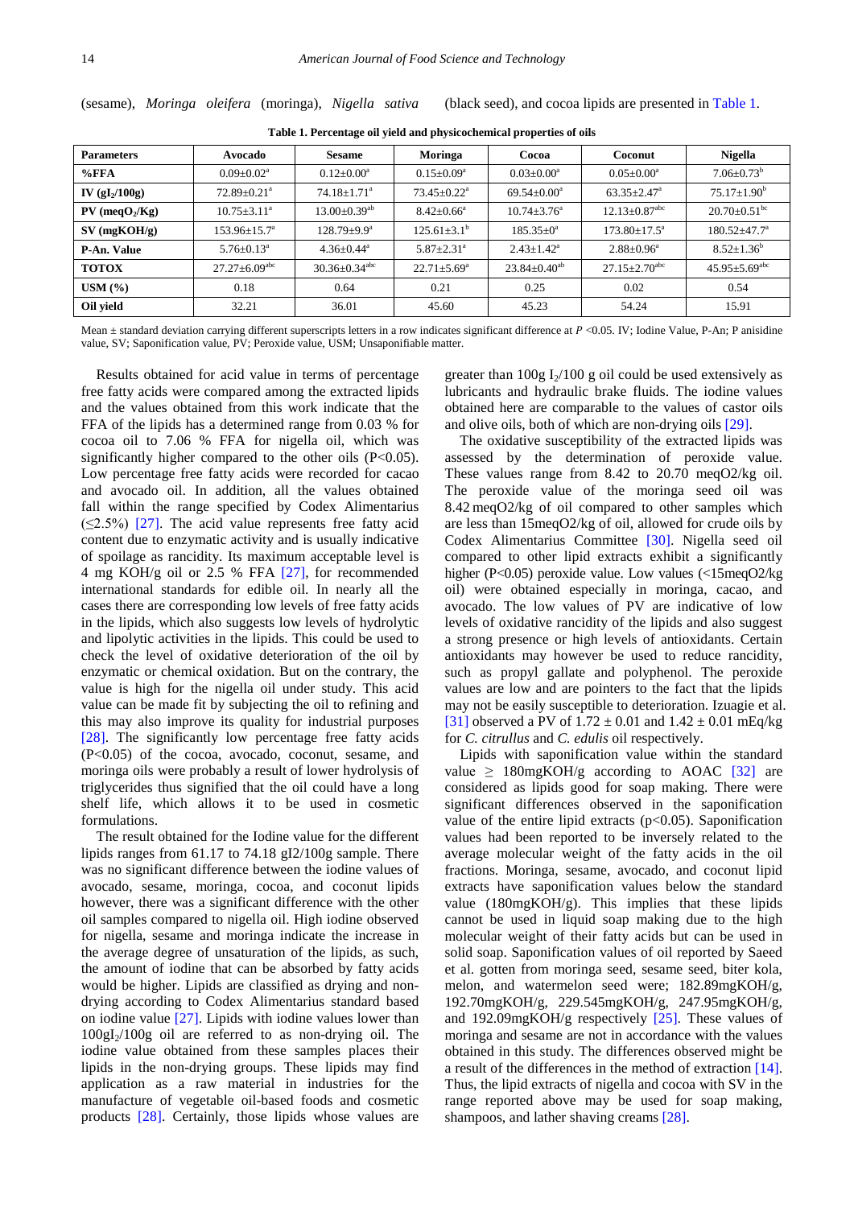(sesame), *Moringa oleifera* (moringa), *Nigella sativa* (black seed), and cocoa lipids are presented in Table 1.

**Table 1. Percentage oil yield and physicochemical properties of oils**

| Parameters | Avocado | Sesame | Moringa | Cocoa | Coconut | Nigella |
|---|---|---|---|---|---|---|
| **%FFA** | 0.09±0.02$^{a}$ | 0.12±0.00$^{a}$ | 0.15±0.09$^{a}$ | 0.03±0.00$^{a}$ | 0.05±0.00$^{a}$ | 7.06±0.73$^{b}$ |
| **IV (gI$_2$/100g)** | 72.89±0.21$^{a}$ | 74.18±1.71$^{a}$ | 73.45±0.22$^{a}$ | 69.54±0.00$^{a}$ | 63.35±2.47$^{a}$ | 75.17±1.90$^{b}$ |
| **PV (meqO$_2$/Kg)** | 10.75±3.11$^{a}$ | 13.00±0.39$^{ab}$ | 8.42±0.66$^{a}$ | 10.74±3.76$^{a}$ | 12.13±0.87$^{abc}$ | 20.70±0.51$^{bc}$ |
| **SV (mgKOH/g)** | 153.96±15.7$^{a}$ | 128.79±9.9$^{a}$ | 125.61±3.1$^{b}$ | 185.35±0$^{a}$ | 173.80±17.5$^{a}$ | 180.52±47.7$^{a}$ |
| **P-An. Value** | 5.76±0.13$^{a}$ | 4.36±0.44$^{a}$ | 5.87±2.31$^{a}$ | 2.43±1.42$^{a}$ | 2.88±0.96$^{a}$ | 8.52±1.36$^{b}$ |
| **TOTOX** | 27.27±6.09$^{abc}$ | 30.36±0.34$^{abc}$ | 22.71±5.69$^{a}$ | 23.84±0.40$^{ab}$ | 27.15±2.70$^{abc}$ | 45.95±5.69$^{abc}$ |
| **USM (%)** | 0.18 | 0.64 | 0.21 | 0.25 | 0.02 | 0.54 |
| **Oil yield** | 32.21 | 36.01 | 45.60 | 45.23 | 54.24 | 15.91 |

Mean ± standard deviation carrying different superscripts letters in a row indicates significant difference at $P < 0.05$. IV; Iodine Value, P-An; P anisidine value, SV; Saponification value, PV; Peroxide value, USM; Unsaponifiable matter.

Results obtained for acid value in terms of percentage free fatty acids were compared among the extracted lipids and the values obtained from this work indicate that the FFA of the lipids has a determined range from 0.03 % for cocoa oil to 7.06 % FFA for nigella oil, which was significantly higher compared to the other oils ($P<0.05$). Low percentage free fatty acids were recorded for cacao and avocado oil. In addition, all the values obtained fall within the range specified by Codex Alimentarius (≤2.5%) [27]. The acid value represents free fatty acid content due to enzymatic activity and is usually indicative of spoilage as rancidity. Its maximum acceptable level is 4 mg KOH/g oil or 2.5 % FFA [27], for recommended international standards for edible oil. In nearly all the cases there are corresponding low levels of free fatty acids in the lipids, which also suggests low levels of hydrolytic and lipolytic activities in the lipids. This could be used to check the level of oxidative deterioration of the oil by enzymatic or chemical oxidation. But on the contrary, the value is high for the nigella oil under study. This acid value can be made fit by subjecting the oil to refining and this may also improve its quality for industrial purposes [28]. The significantly low percentage free fatty acids ($P<0.05$) of the cocoa, avocado, coconut, sesame, and moringa oils were probably a result of lower hydrolysis of triglycerides thus signified that the oil could have a long shelf life, which allows it to be used in cosmetic formulations.

The result obtained for the Iodine value for the different lipids ranges from 61.17 to 74.18 gI2/100g sample. There was no significant difference between the iodine values of avocado, sesame, moringa, cocoa, and coconut lipids however, there was a significant difference with the other oil samples compared to nigella oil. High iodine observed for nigella, sesame and moringa indicate the increase in the average degree of unsaturation of the lipids, as such, the amount of iodine that can be absorbed by fatty acids would be higher. Lipids are classified as drying and non-drying according to Codex Alimentarius standard based on iodine value [27]. Lipids with iodine values lower than 100g$I_2$/100g oil are referred to as non-drying oil. The iodine value obtained from these samples places their lipids in the non-drying groups. These lipids may find application as a raw material in industries for the manufacture of vegetable oil-based foods and cosmetic products [28]. Certainly, those lipids whose values are greater than 100g $I_2$/100 g oil could be used extensively as lubricants and hydraulic brake fluids. The iodine values obtained here are comparable to the values of castor oils and olive oils, both of which are non-drying oils [29].

The oxidative susceptibility of the extracted lipids was assessed by the determination of peroxide value. These values range from 8.42 to 20.70 meqO2/kg oil. The peroxide value of the moringa seed oil was 8.42 meqO2/kg of oil compared to other samples which are less than 15meqO2/kg of oil, allowed for crude oils by Codex Alimentarius Committee [30]. Nigella seed oil compared to other lipid extracts exhibit a significantly higher ($P<0.05$) peroxide value. Low values (<15meqO2/kg oil) were obtained especially in moringa, cacao, and avocado. The low values of PV are indicative of low levels of oxidative rancidity of the lipids and also suggest a strong presence or high levels of antioxidants. Certain antioxidants may however be used to reduce rancidity, such as propyl gallate and polyphenol. The peroxide values are low and are pointers to the fact that the lipids may not be easily susceptible to deterioration. Izuagie et al. [31] observed a PV of 1.72 ± 0.01 and 1.42 ± 0.01 mEq/kg for *C. citrullus* and *C. edulis* oil respectively.

Lipids with saponification value within the standard value ≥ 180mgKOH/g according to AOAC [32] are considered as lipids good for soap making. There were significant differences observed in the saponification value of the entire lipid extracts ($p<0.05$). Saponification values had been reported to be inversely related to the average molecular weight of the fatty acids in the oil fractions. Moringa, sesame, avocado, and coconut lipid extracts have values below the standard value (180mgKOH/g). This implies that these lipids cannot be used in liquid soap making due to the high molecular weight of their fatty acids but can be used in solid soap. Saponification values of oil reported by Saeed et al. gotten from moringa seed, sesame seed, biter kola, melon, and watermelon seed were; 182.89mgKOH/g, 192.70mgKOH/g, 229.545mgKOH/g, 247.95mgKOH/g, and 192.09mgKOH/g respectively [25]. These values of moringa and sesame are not in accordance with the values obtained in this study. The differences observed might be a result of the differences in the method of extraction [14]. Thus, the lipid extracts of nigella and cocoa with SV in the range reported above may be used for soap making, shampoos, and lather shaving creams [28].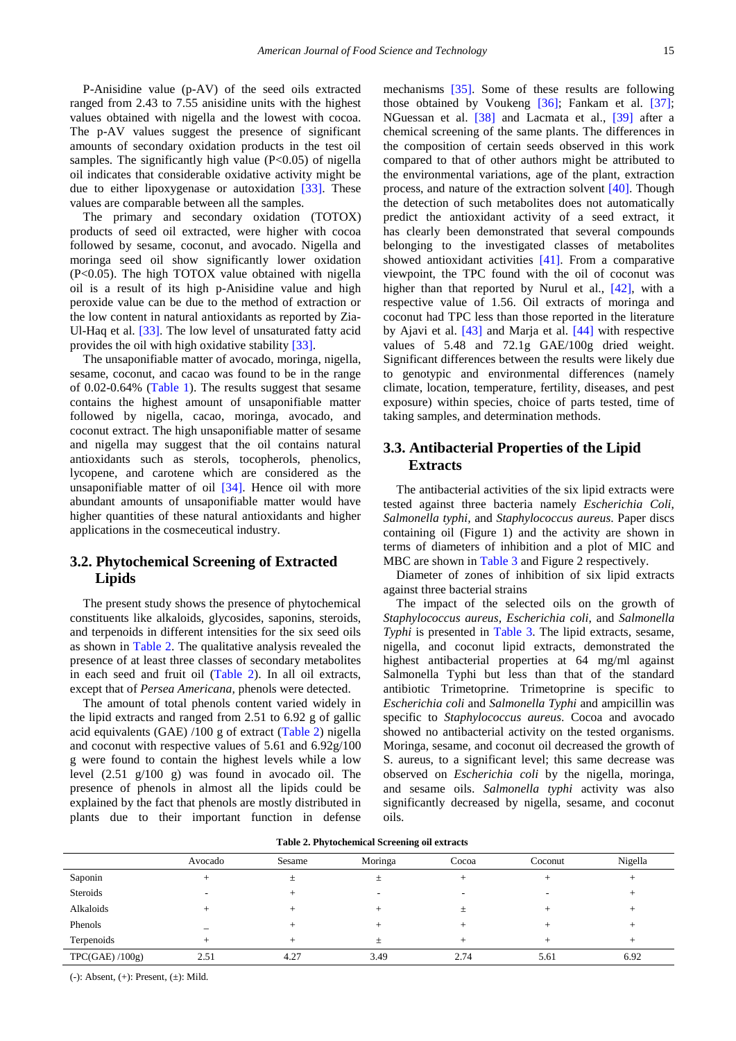P-Anisidine value (p-AV) of the seed oils extracted ranged from 2.43 to 7.55 anisidine units with the highest values obtained with nigella and the lowest with cocoa. The p-AV values suggest the presence of significant amounts of secondary oxidation products in the test oil samples. The significantly high value ($P<0.05$) of nigella oil indicates that considerable oxidative activity might be due to either lipoxygenase or autoxidation [33]. These values are comparable between all the samples.

The primary and secondary oxidation (TOTOX) products of seed oil extracted, were higher with cocoa followed by sesame, coconut, and avocado. Nigella and moringa seed oil show significantly lower oxidation ($P<0.05$). The high TOTOX value obtained with nigella oil is a result of its high p-Anisidine value and high peroxide value can be due to the method of extraction or the low content in natural antioxidants as reported by Zia-Ul-Haq et al. [33]. The low level of unsaturated fatty acid provides the oil with high oxidative stability [33].

The unsaponifiable matter of avocado, moringa, nigella, sesame, coconut, and cacao was found to be in the range of 0.02-0.64% (Table 1). The results suggest that sesame contains the highest amount of unsaponifiable matter followed by nigella, cacao, moringa, avocado, and coconut extract. The high unsaponifiable matter of sesame and nigella may suggest that the oil contains natural antioxidants such as sterols, tocopherols, phenolics, lycopene, and carotene which are considered as the unsaponifiable matter of oil [34]. Hence oil with more abundant amounts of unsaponifiable matter would have higher quantities of these natural antioxidants and higher applications in the cosmeceutical industry.

## 3.2. Phytochemical Screening of Extracted Lipids

The present study shows the presence of phytochemical constituents like alkaloids, glycosides, saponins, steroids, and terpenoids in different intensities for the six seed oils as shown in Table 2. The qualitative analysis revealed the presence of at least three classes of secondary metabolites in each seed and fruit oil (Table 2). In all oil extracts, except that of *Persea Americana*, phenols were detected.

The amount of total phenols content varied widely in the lipid extracts and ranged from 2.51 to 6.92 g of gallic acid equivalents (GAE) /100 g of extract (Table 2) nigella and coconut with respective values of 5.61 and 6.92g/100 g were found to contain the highest levels while a low level (2.51 g/100 g) was found in avocado oil. The presence of phenols in almost all the lipids could be explained by the fact that phenols are mostly distributed in plants due to their important function in defense mechanisms [35]. Some of these results are following those obtained by Voukeng [36]; Fankam et al. [37]; NGuessan et al. [38] and Lacmata et al., [39] after a chemical screening of the same plants. The differences in the composition of certain seeds observed in this work compared to that of other authors might be attributed to the environmental variations, age of the plant, extraction process, and nature of the extraction solvent [40]. Though the detection of such metabolites does not automatically predict the antioxidant activity of a seed extract, it has clearly been demonstrated that several compounds belonging to the investigated classes of metabolites showed antioxidant activities [41]. From a comparative viewpoint, the TPC found with the oil of coconut was higher than that reported by Nurul et al., [42], with a respective value of 1.56. Oil extracts of moringa and coconut had TPC less than those reported in the literature by Ajavi et al. [43] and Marja et al. [44] with respective values of 5.48 and 72.1g GAE/100g dried weight. Significant differences between the results were likely due to genotypic and environmental differences (namely climate, location, temperature, fertility, diseases, and pest exposure) within species, choice of parts tested, time of taking samples, and determination methods.

## 3.3. Antibacterial Properties of the Lipid Extracts

The antibacterial activities of the six lipid extracts were tested against three bacteria namely *Escherichia Coli*, *Salmonella typhi*, and *Staphylococcus aureus*. Paper discs containing oil (Figure 1) and the activity are shown in terms of diameters of inhibition and a plot of MIC and MBC are shown in Table 3 and Figure 2 respectively.

Diameter of zones of inhibition of six lipid extracts against three bacterial strains

The impact of the selected oils on the growth of *Staphylococcus aureus*, *Escherichia coli*, and *Salmonella Typhi* is presented in Table 3. The lipid extracts, sesame, nigella, and coconut lipid extracts, demonstrated the highest antibacterial properties at 64 mg/ml against Salmonella Typhi but less than that of the standard antibiotic Trimetoprine. Trimetoprine is specific to *Escherichia coli* and *Salmonella Typhi* and ampicillin was specific to *Staphylococcus aureus*. Cocoa and avocado showed no antibacterial activity on the tested organisms. Moringa, sesame, and coconut oil decreased the growth of S. aureus, to a significant level; this same decrease was observed on *Escherichia coli* by the nigella, moringa, and sesame oils. *Salmonella typhi* activity was also significantly decreased by nigella, sesame, and coconut oils.

**Table 2. Phytochemical Screening oil extracts**

| | Avocado | Sesame | Moringa | Cocoa | Coconut | Nigella |
|---|---|---|---|---|---|---|
| Saponin | + | ± | ± | + | + | + |
| Steroids | - | + | - | - | - | + |
| Alkaloids | + | + | + | ± | + | + |
| Phenols | _ | + | + | + | + | + |
| Terpenoids | + | + | ± | + | + | + |
| TPC(GAE) /100g) | 2.51 | 4.27 | 3.49 | 2.74 | 5.61 | 6.92 |

(-): Absent, (+): Present, (±): Mild.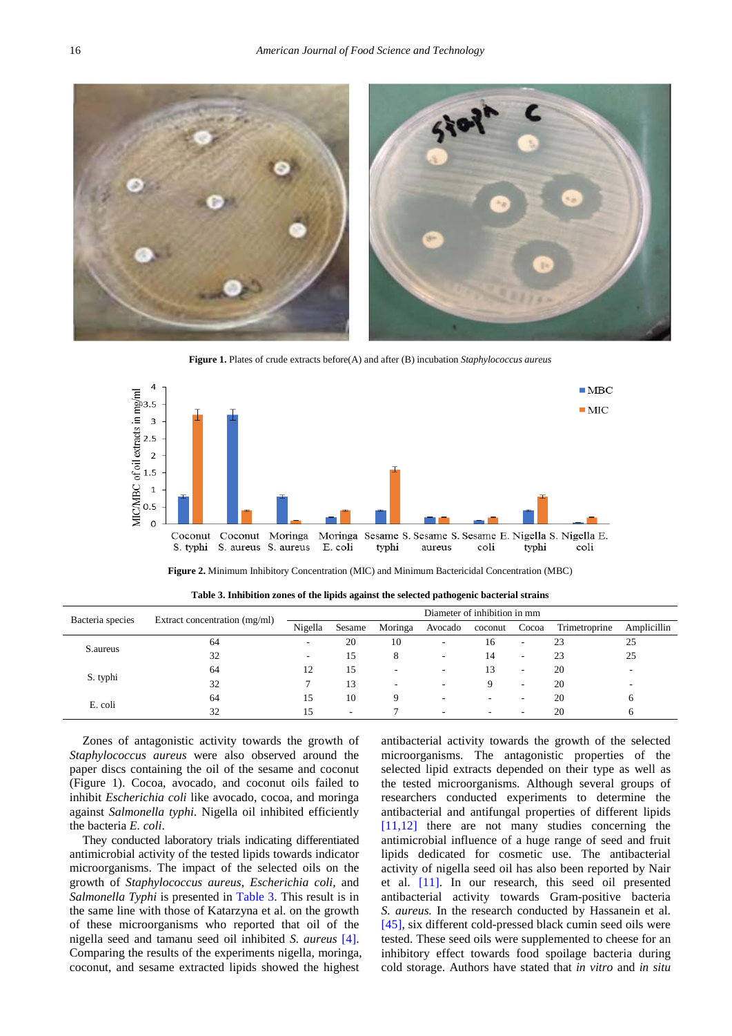**Figure 1.** Plates of crude extracts before(A) and after (B) incubation *Staphylococcus aureus*

**Figure 2.** Minimum Inhibitory Concentration (MIC) and Minimum Bactericidal Concentration (MBC)

**Table 3. Inhibition zones of the lipids against the selected pathogenic bacterial strains**

| Bacteria species | Extract concentration (mg/ml) | Diameter of inhibition in mm | | | | | | | |
|---|---|---|---|---|---|---|---|---|---|
| | | Nigella | Sesame | Moringa | Avocado | coconut | Cocoa | Trimetroprine | Amplicillin |
| S.aureus | 64 | - | 20 | 10 | - | 16 | - | 23 | 25 |
| | 32 | - | 15 | 8 | - | 14 | - | 23 | 25 |
| S. typhi | 64 | 12 | 15 | - | - | 13 | - | 20 | - |
| | 32 | 7 | 13 | - | - | 9 | - | 20 | - |
| E. coli | 64 | 15 | 10 | 9 | - | - | - | 20 | 6 |
| | 32 | 15 | - | 7 | - | - | - | 20 | 6 |

Zones of antagonistic activity towards the growth of *Staphylococcus aureus* were also observed around the paper discs containing the oil of the sesame and coconut (Figure 1). Cocoa, avocado, and coconut oils failed to inhibit *Escherichia coli* like avocado, cocoa, and moringa against *Salmonella typhi.* Nigella oil inhibited efficiently the bacteria *E. coli*.

They conducted laboratory trials indicating differentiated antimicrobial activity of the tested lipids towards indicator microorganisms. The impact of the selected oils on the growth of *Staphylococcus aureus*, *Escherichia coli,* and *Salmonella Typhi* is presented in Table 3. This result is in the same line with those of Katarzyna et al. on the growth of these microorganisms who reported that oil of the nigella seed and tamanu seed oil inhibited *S. aureus* [4]. Comparing the results of the experiments nigella, moringa, coconut, and sesame extracted lipids showed the highest antibacterial activity towards the growth of the selected microorganisms. The antagonistic properties of the selected lipid extracts depended on their type as well as the tested microorganisms. Although several groups of researchers conducted experiments to determine the antibacterial and antifungal properties of different lipids [11,12] there are not many studies concerning the antimicrobial influence of a huge range of seed and fruit lipids dedicated for cosmetic use. The antibacterial activity of nigella seed oil has also been reported by Nair et al. [11]. In our research, this seed oil presented antibacterial activity towards Gram-positive bacteria *S. aureus.* In the research conducted by Hassanein et al. [45], six different cold-pressed black cumin seed oils were tested. These seed oils were supplemented to cheese for an inhibitory effect towards food spoilage bacteria during cold storage. Authors have stated that *in vitro* and *in situ*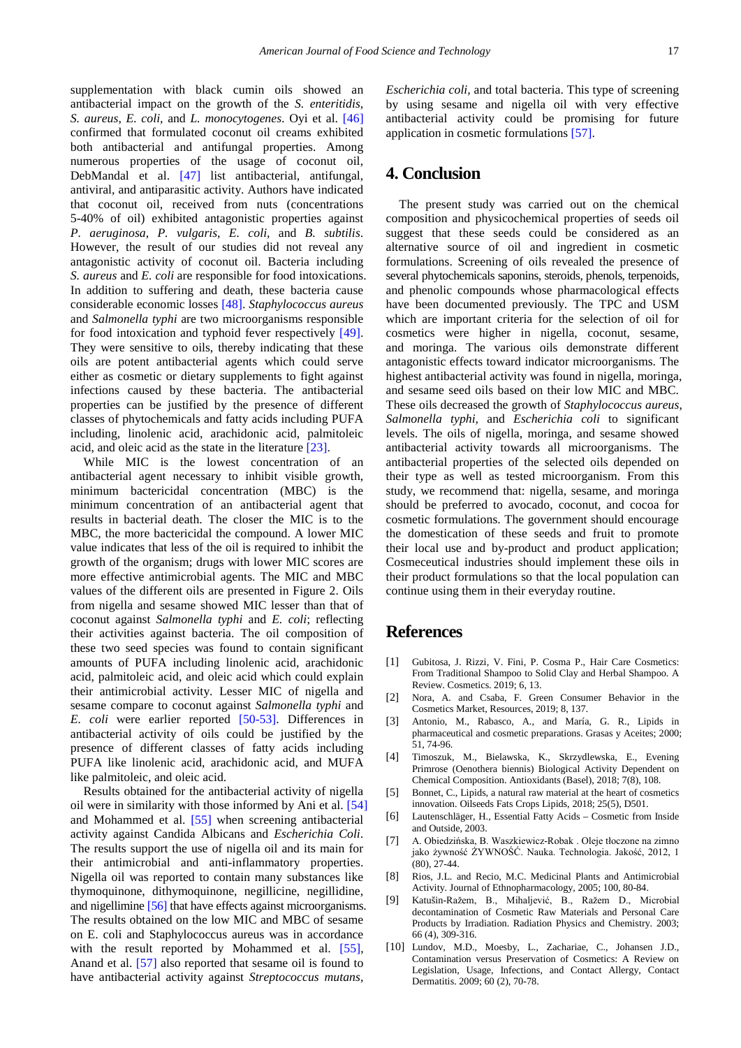supplementation with black cumin oils showed an antibacterial impact on the growth of the *S. enteritidis*, *S. aureus*, *E. coli*, and *L. monocytogenes*. Oyi et al. [46] confirmed that formulated coconut oil creams exhibited both antibacterial and antifungal properties. Among numerous properties of the usage of coconut oil, DebMandal et al. [47] list antibacterial, antifungal, antiviral, and antiparasitic activity. Authors have indicated that coconut oil, received from nuts (concentrations 5-40% of oil) exhibited antagonistic properties against *P. aeruginosa*, *P. vulgaris*, *E. coli*, and *B. subtilis*. However, the result of our studies did not reveal any antagonistic activity of coconut oil. Bacteria including *S. aureus* and *E. coli* are responsible for food intoxications. In addition to suffering and death, these bacteria cause considerable economic losses [48]. *Staphylococcus aureus* and *Salmonella typhi* are two microorganisms responsible for food intoxication and typhoid fever respectively [49]. They were sensitive to oils, thereby indicating that these oils are potent antibacterial agents which could serve either as cosmetic or dietary supplements to fight against infections caused by these bacteria. The antibacterial properties can be justified by the presence of different classes of phytochemicals and fatty acids including PUFA including, linolenic acid, arachidonic acid, palmitoleic acid, and oleic acid as the state in the literature [23].

While MIC is the lowest concentration of an antibacterial agent necessary to inhibit visible growth, minimum bactericidal concentration (MBC) is the minimum concentration of an antibacterial agent that results in bacterial death. The closer the MIC is to the MBC, the more bactericidal the compound. A lower MIC value indicates that less of the oil is required to inhibit the growth of the organism; drugs with lower MIC scores are more effective antimicrobial agents. The MIC and MBC values of the different oils are presented in Figure 2. Oils from nigella and sesame showed MIC lesser than that of coconut against *Salmonella typhi* and *E. coli*; reflecting their activities against bacteria. The oil composition of these two seed species was found to contain significant amounts of PUFA including linolenic acid, arachidonic acid, palmitoleic acid, and oleic acid which could explain their antimicrobial activity. Lesser MIC of nigella and sesame compare to coconut against *Salmonella typhi* and *E. coli* were earlier reported [50-53]. Differences in antibacterial activity of oils could be justified by the presence of different classes of fatty acids including PUFA like linolenic acid, arachidonic acid, and MUFA like palmitoleic, and oleic acid.

Results obtained for the antibacterial activity of nigella oil were in similarity with those informed by Ani et al. [54] and Mohammed et al. [55] when screening antibacterial activity against Candida Albicans and *Escherichia Coli*. The results support the use of nigella oil and its main for their antimicrobial and anti-inflammatory properties. Nigella oil was reported to contain many substances like thymoquinone, dithymoquinone, negillicine, negillidine, and nigellimine [56] that have effects against microorganisms. The results obtained on the low MIC and MBC of sesame on E. coli and Staphylococcus aureus was in accordance with the result reported by Mohammed et al. [55], Anand et al. [57] also reported that sesame oil is found to have antibacterial activity against *Streptococcus mutans*, *Escherichia coli*, and total bacteria. This type of screening by using sesame and nigella oil with very effective antibacterial activity could be promising for future application in cosmetic formulations [57].

## 4. Conclusion

The present study was carried out on the chemical composition and physicochemical properties of seeds oil suggest that these seeds could be considered as an alternative source of oil and ingredient in cosmetic formulations. Screening of oils revealed the presence of several phytochemicals saponins, steroids, phenols, terpenoids, and phenolic compounds whose pharmacological effects have been documented previously. The TPC and USM which are important criteria for the selection of oil for cosmetics were higher in nigella, coconut, sesame, and moringa. The various oils demonstrate different antagonistic effects toward indicator microorganisms. The highest antibacterial activity was found in nigella, moringa, and sesame seed oils based on their low MIC and MBC. These oils decreased the growth of *Staphylococcus aureus*, *Salmonella typhi*, and *Escherichia coli* to significant levels. The oils of nigella, moringa, and sesame showed antibacterial activity towards all microorganisms. The antibacterial properties of the selected oils depended on their type as well as tested microorganism. From this study, we recommend that: nigella, sesame, and moringa should be preferred to avocado, coconut, and cocoa for cosmetic formulations. The government should encourage the domestication of these seeds and fruit to promote their local use and by-product and product application; Cosmeceutical industries should implement these oils in their product formulations so that the local population can continue using them in their everyday routine.

## References

[1] Gubitosa, J. Rizzi, V. Fini, P. Cosma P., Hair Care Cosmetics: From Traditional Shampoo to Solid Clay and Herbal Shampoo. A Review. Cosmetics. 2019; 6, 13.

[2] Nora, A. and Csaba, F. Green Consumer Behavior in the Cosmetics Market, Resources, 2019; 8, 137.

[3] Antonio, M., Rabasco, A., and María, G. R., Lipids in pharmaceutical and cosmetic preparations. Grasas y Aceites; 2000; 51, 74-96.

[4] Timoszuk, M., Bielawska, K., Skrzydlewska, E., Evening Primrose (Oenothera biennis) Biological Activity Dependent on Chemical Composition. Antioxidants (Basel), 2018; 7(8), 108.

[5] Bonnet, C., Lipids, a natural raw material at the heart of cosmetics innovation. Oilseeds Fats Crops Lipids, 2018; 25(5), D501.

[6] Lautenschläger, H., Essential Fatty Acids – Cosmetic from Inside and Outside, 2003.

[7] A. Obiedzińska, B. Waszkiewicz-Robak . Oleje tłoczone na zimno jako żywność ŻYWNOŚĆ. Nauka. Technologia. Jakość, 2012, 1 (80), 27-44.

[8] Rios, J.L. and Recio, M.C. Medicinal Plants and Antimicrobial Activity. Journal of Ethnopharmacology, 2005; 100, 80-84.

[9] Katušin-Ražem, B., Mihaljević, B., Ražem D., Microbial decontamination of Cosmetic Raw Materials and Personal Care Products by Irradiation. Radiation Physics and Chemistry. 2003; 66 (4), 309-316.

[10] Lundov, M.D., Moesby, L., Zachariae, C., Johansen J.D., Contamination versus Preservation of Cosmetics: A Review on Legislation, Usage, Infections, and Contact Allergy, Contact Dermatitis. 2009; 60 (2), 70-78.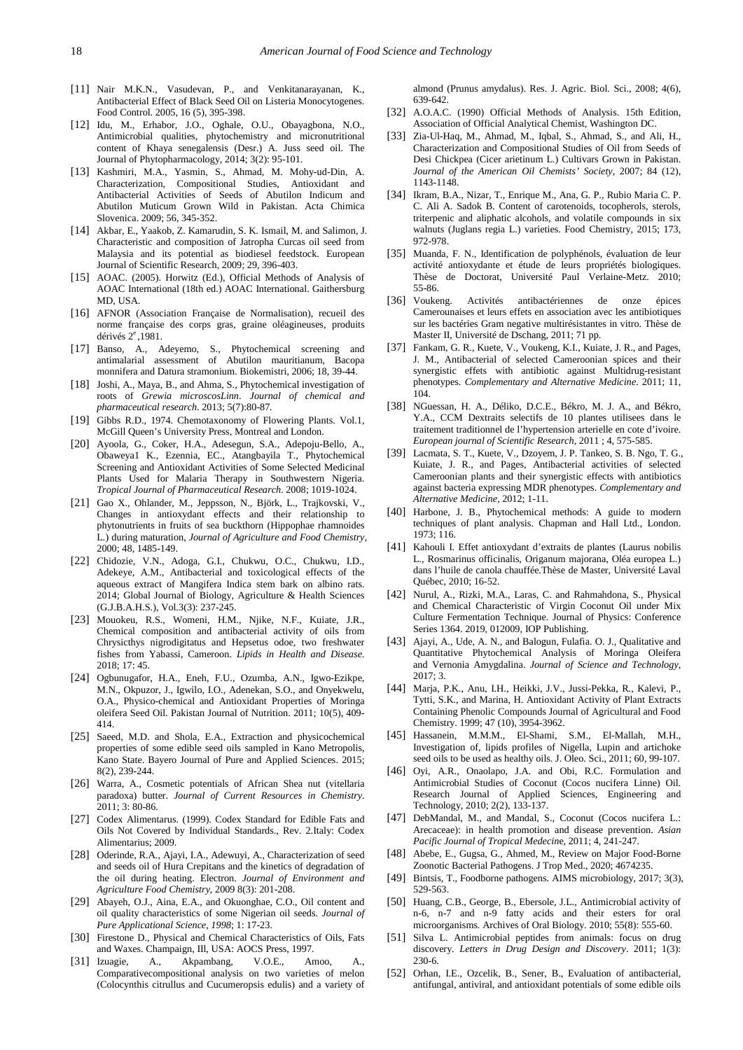[11] Nair M.K.N., Vasudevan, P., and Venkitanarayanan, K., Antibacterial Effect of Black Seed Oil on Listeria Monocytogenes. Food Control. 2005, 16 (5), 395-398.

[12] Idu, M., Erhabor, J.O., Oghale, O.U., Obayagbona, N.O., Antimicrobial qualities, phytochemistry and micronutritional content of Khaya senegalensis (Desr.) A. Juss seed oil. The Journal of Phytopharmacology, 2014; 3(2): 95-101.

[13] Kashmiri, M.A., Yasmin, S., Ahmad, M. Mohy-ud-Din, A. Characterization, Compositional Studies, Antioxidant and Antibacterial Activities of Seeds of Abutilon Indicum and Abutilon Muticum Grown Wild in Pakistan. Acta Chimica Slovenica. 2009; 56, 345-352.

[14] Akbar, E., Yaakob, Z. Kamarudin, S. K. Ismail, M. and Salimon, J. Characteristic and composition of Jatropha Curcas oil seed from Malaysia and its potential as biodiesel feedstock. European Journal of Scientific Research, 2009; 29, 396-403.

[15] AOAC. (2005). Horwitz (Ed.), Official Methods of Analysis of AOAC International (18th ed.) AOAC International. Gaithersburg MD, USA.

[16] AFNOR (Association Française de Normalisation), recueil des norme française des corps gras, graine oléagineuses, produits dérivés 2[e],1981.

[17] Banso, A., Adeyemo, S., Phytochemical screening and antimalarial assessment of Abutilon mauritianum, Bacopa monnifera and Datura stramonium. Biokemistri, 2006; 18, 39-44.

[18] Joshi, A., Maya, B., and Ahma, S., Phytochemical investigation of roots of *Grewia microscosLinn*. *Journal of chemical and pharmaceutical research.* 2013; 5(7):80-87.

[19] Gibbs R.D., 1974. Chemotaxonomy of Flowering Plants. Vol.1, McGill Queen's University Press, Montreal and London.

[20] Ayoola, G., Coker, H.A., Adesegun, S.A., Adepoju-Bello, A., Obaweya1 K., Ezennia, EC., Atangbayila T., Phytochemical Screening and Antioxidant Activities of Some Selected Medicinal Plants Used for Malaria Therapy in Southwestern Nigeria. *Tropical Journal of Pharmaceutical Research*. 2008; 1019-1024.

[21] Gao X., Ohlander, M., Jeppsson, N., Björk, L., Trajkovski, V., Changes in antioxydant effects and their relationship to phytonutrients in fruits of sea buckthorn (Hippophae rhamnoides L.) during maturation, *Journal of Agriculture and Food Chemistry*, 2000; 48, 1485-149.

[22] Chidozie, V.N., Adoga, G.I., Chukwu, O.C., Chukwu, I.D., Adekeye, A.M., Antibacterial and toxicological effects of the aqueous extract of Mangifera Indica stem bark on albino rats. 2014; Global Journal of Biology, Agriculture & Health Sciences (G.J.B.A.H.S.), Vol.3(3): 237-245.

[23] Mouokeu, R.S., Womeni, H.M., Njike, N.F., Kuiate, J.R., Chemical composition and antibacterial activity of oils from Chrysicthys nigrodigitatus and Hepsetus odoe, two freshwater fishes from Yabassi, Cameroon. *Lipids in Health and Disease.* 2018; 17: 45.

[24] Ogbunugafor, H.A., Eneh, F.U., Ozumba, A.N., Igwo-Ezikpe, M.N., Okpuzor, J., Igwilo, I.O., Adenekan, S.O., and Onyekwelu, O.A., Physico-chemical and Antioxidant Properties of Moringa oleifera Seed Oil. Pakistan Journal of Nutrition. 2011; 10(5), 409-414.

[25] Saeed, M.D. and Shola, E.A., Extraction and physicochemical properties of some edible seed oils sampled in Kano Metropolis, Kano State. Bayero Journal of Pure and Applied Sciences. 2015; 8(2), 239-244.

[26] Warra, A., Cosmetic potentials of African Shea nut (vitellaria paradoxa) butter. *Journal of Current Resources in Chemistry*. 2011; 3: 80-86.

[27] Codex Alimentarus. (1999). Codex Standard for Edible Fats and Oils Not Covered by Individual Standards., Rev. 2.Italy: Codex Alimentarius; 2009.

[28] Oderinde, R.A., Ajayi, I.A., Adewuyi, A., Characterization of seed and seeds oil of Hura Crepitans and the kinetics of degradation of the oil during heating. Electron. *Journal of Environment and Agriculture Food Chemistry*, 2009 8(3): 201-208.

[29] Abayeh, O.J., Aina, E.A., and Okuonghae, C.O., Oil content and oil quality characteristics of some Nigerian oil seeds. *Journal of Pure Applicational Science, 1998*; 1: 17-23.

[30] Firestone D., Physical and Chemical Characteristics of Oils, Fats and Waxes. Champaign, Ill, USA: AOCS Press, 1997.

[31] Izuagie, A., Akpambang, V.O.E., Amoo, A., Comparativecompositional analysis on two varieties of melon (Colocynthis citrullus and Cucumeropsis edulis) and a variety of almond (Prunus amydalus). Res. J. Agric. Biol. Sci., 2008; 4(6), 639-642.

[32] A.O.A.C. (1990) Official Methods of Analysis. 15th Edition, Association of Official Analytical Chemist, Washington DC.

[33] Zia-Ul-Haq, M., Ahmad, M., Iqbal, S., Ahmad, S., and Ali, H., Characterization and Compositional Studies of Oil from Seeds of Desi Chickpea (Cicer arietinum L.) Cultivars Grown in Pakistan. *Journal of the American Oil Chemists' Society*, 2007; 84 (12), 1143-1148.

[34] Ikram, B.A., Nizar, T., Enrique M., Ana, G. P., Rubio Maria C. P. C. Ali A. Sadok B. Content of carotenoids, tocopherols, sterols, triterpenic and aliphatic alcohols, and volatile compounds in six walnuts (Juglans regia L.) varieties. Food Chemistry, 2015; 173, 972-978.

[35] Muanda, F. N., Identification de polyphénols, évaluation de leur activité antioxydante et étude de leurs propriétés biologiques. Thèse de Doctorat, Université Paul Verlaine-Metz. 2010; 55-86.

[36] Voukeng. Activités antibactériennes de onze épices Camerounaises et leurs effets en association avec les antibiotiques sur les bactéries Gram negative multirésistantes in vitro. Thèse de Master II, Université de Dschang, 2011; 71 pp.

[37] Fankam, G. R., Kuete, V., Voukeng, K.I., Kuiate, J. R., and Pages, J. M., Antibacterial of selected Cameroonian spices and their synergistic effets with antibiotic against Multidrug-resistant phenotypes. *Complementary and Alternative Medicine*. 2011; 11, 104.

[38] NGuessan, H. A., Déliko, D.C.E., Békro, M. J. A., and Békro, Y.A., CCM Dextraits selectifs de 10 plantes utilisees dans le traitement traditionnel de l'hypertension arterielle en cote d'ivoire. *European journal of Scientific Research*, 2011 ; 4, 575-585.

[39] Lacmata, S. T., Kuete, V., Dzoyem, J. P. Tankeo, S. B. Ngo, T. G., Kuiate, J. R., and Pages, Antibacterial activities of selected Cameroonian plants and their synergistic effects with antibiotics against bacteria expressing MDR phenotypes. *Complementary and Alternative Medicine*, 2012; 1-11.

[40] Harbone, J. B., Phytochemical methods: A guide to modern techniques of plant analysis. Chapman and Hall Ltd., London. 1973; 116.

[41] Kahouli I. Effet antioxydant d'extraits de plantes (Laurus nobilis L., Rosmarinus officinalis, Origanum majorana, Oléa europea L.) dans l'huile de canola chauffée.Thèse de Master, Université Laval Québec, 2010; 16-52.

[42] Nurul, A., Rizki, M.A., Laras, C. and Rahmahdona, S., Physical and Chemical Characteristic of Virgin Coconut Oil under Mix Culture Fermentation Technique. Journal of Physics: Conference Series 1364. 2019, 012009, IOP Publishing.

[43] Ajayi, A., Ude, A. N., and Balogun, Fulafia. O. J., Qualitative and Quantitative Phytochemical Analysis of Moringa Oleifera and Vernonia Amygdalina. *Journal of Science and Technology*, 2017; 3.

[44] Marja, P.K., Anu, I.H., Heikki, J.V., Jussi-Pekka, R., Kalevi, P., Tytti, S.K., and Marina, H. Antioxidant Activity of Plant Extracts Containing Phenolic Compounds Journal of Agricultural and Food Chemistry. 1999; 47 (10), 3954-3962.

[45] Hassanein, M.M.M., El-Shami, S.M., El-Mallah, M.H., Investigation of, lipids profiles of Nigella, Lupin and artichoke seed oils to be used as healthy oils. J. Oleo. Sci., 2011; 60, 99-107.

[46] Oyi, A.R., Onaolapo, J.A. and Obi, R.C. Formulation and Antimicrobial Studies of Coconut (Cocos nucifera Linne) Oil. Research Journal of Applied Sciences, Engineering and Technology, 2010; 2(2), 133-137.

[47] DebMandal, M., and Mandal, S., Coconut (Cocos nucifera L.: Arecaceae): in health promotion and disease prevention. *Asian Pacific Journal of Tropical Medecin*e, 2011; 4, 241-247.

[48] Abebe, E., Gugsa, G., Ahmed, M., Review on Major Food-Borne Zoonotic Bacterial Pathogens. J Trop Med., 2020; 4674235.

[49] Bintsis, T., Foodborne pathogens. AIMS microbiology, 2017; 3(3), 529-563.

[50] Huang, C.B., George, B., Ebersole, J.L., Antimicrobial activity of n-6, n-7 and n-9 fatty acids and their esters for oral microorganisms. Archives of Oral Biology. 2010; 55(8): 555-60.

[51] Silva L. Antimicrobial peptides from animals: focus on drug discovery. *Letters in Drug Design and Discovery*. 2011; 1(3): 230-6.

[52] Orhan, I.E., Ozcelik, B., Sener, B., Evaluation of antibacterial, antifungal, antiviral, and antioxidant potentials of some edible oils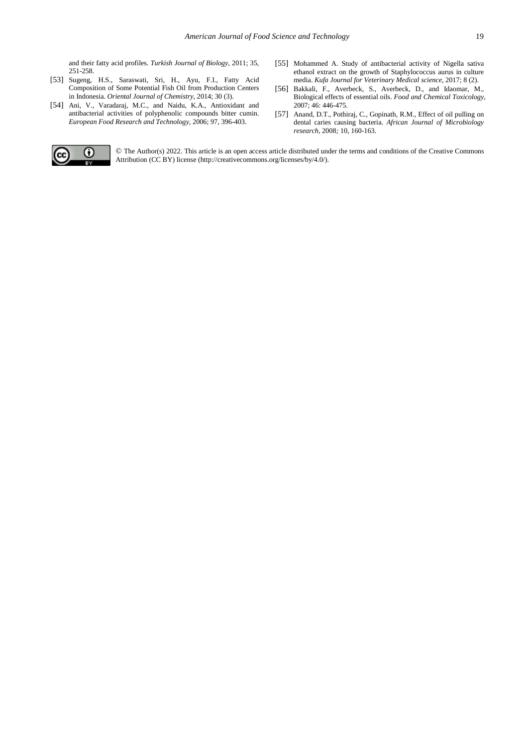and their fatty acid profiles. *Turkish Journal of Biology*, 2011; 35, 251-258.

[53] Sugeng, H.S., Saraswati, Sri, H., Ayu, F.I., Fatty Acid Composition of Some Potential Fish Oil from Production Centers in Indonesia. *Oriental Journal of Chemistry*, 2014; 30 (3).

[54] Ani, V., Varadaraj, M.C., and Naidu, K.A., Antioxidant and antibacterial activities of polyphenolic compounds bitter cumin. *European Food Research and Technology*, 2006; 97, 396-403.

[55] Mohammed A. Study of antibacterial activity of Nigella sativa ethanol extract on the growth of Staphylococcus aurus in culture media. *Kufa Journal for Veterinary Medical science*, 2017; 8 (2).

[56] Bakkali, F., Averbeck, S., Averbeck, D., and Idaomar, M., Biological effects of essential oils. *Food and Chemical Toxicology*, 2007; 46: 446-475.

[57] Anand, D.T., Pothiraj, C., Gopinath, R.M., Effect of oil pulling on dental caries causing bacteria. *African Journal of Microbiology research*, 2008; 10, 160-163.

© The Author(s) 2022. This article is an open access article distributed under the terms and conditions of the Creative Commons Attribution (CC BY) license (http://creativecommons.org/licenses/by/4.0/).